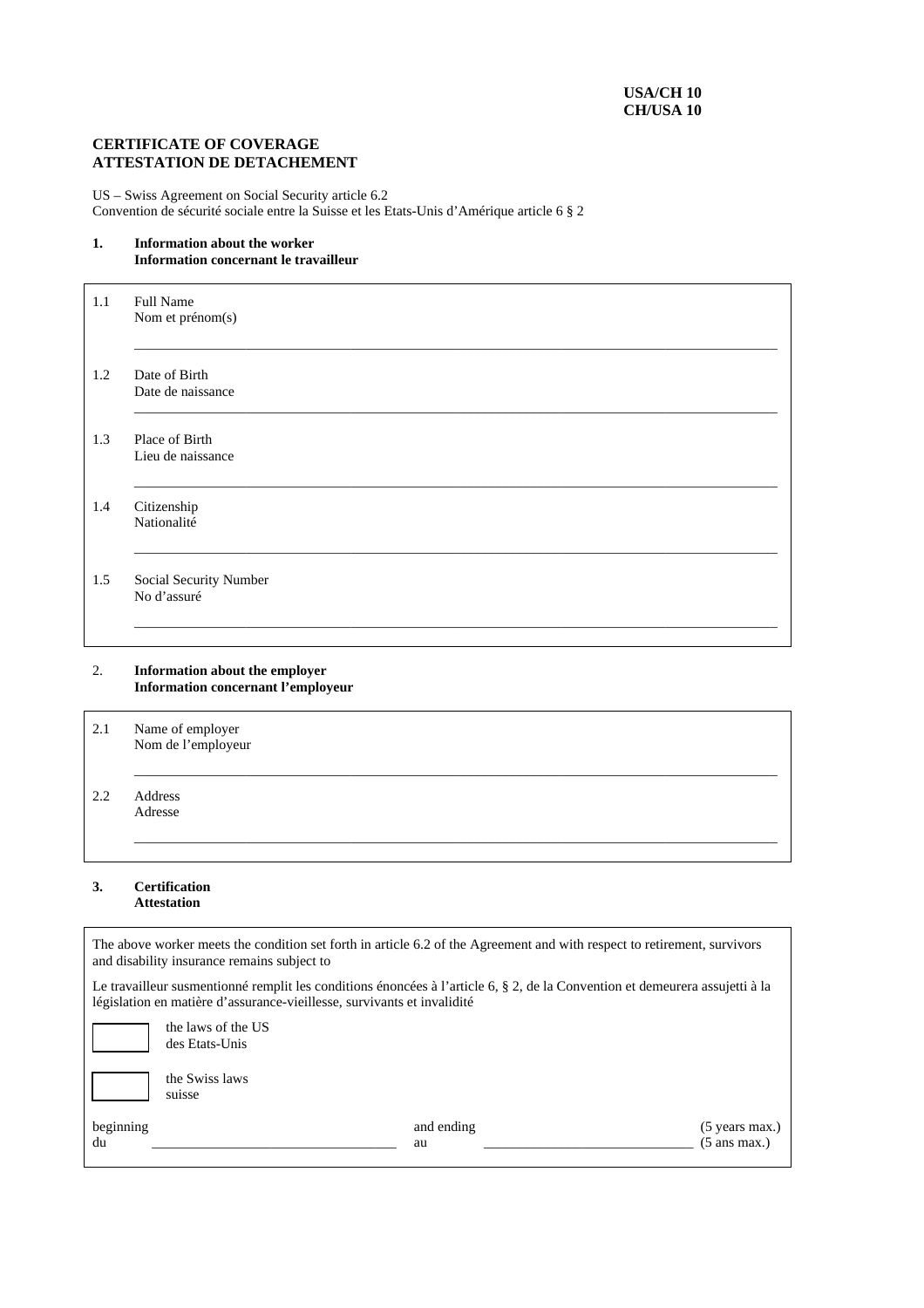**USA/CH 10**
**CH/USA 10**

# CERTIFICATE OF COVERAGE
# ATTESTATION DE DETACHEMENT

US – Swiss Agreement on Social Security article 6.2
Convention de sécurité sociale entre la Suisse et les Etats-Unis d'Amérique article 6 § 2

## 1. Information about the worker
## Information concernant le travailleur

1.1 Full Name
Nom et prénom(s)

______________________________

1.2 Date of Birth
Date de naissance

______________________________

1.3 Place of Birth
Lieu de naissance

______________________________

1.4 Citizenship
Nationalité

______________________________

1.5 Social Security Number
No d'assuré

______________________________

## 2. Information about the employer
## Information concernant l'employeur

2.1 Name of employer
Nom de l'employeur

______________________________

2.2 Address
Adresse

______________________________

## 3. Certification
## Attestation

The above worker meets the condition set forth in article 6.2 of the Agreement and with respect to retirement, survivors and disability insurance remains subject to

Le travailleur susmentionné remplit les conditions énoncées à l'article 6, § 2, de la Convention et demeurera assujetti à la législation en matière d'assurance-vieillesse, survivants et invalidité

☐ the laws of the US
des Etats-Unis

☐ the Swiss laws
suisse

beginning
du ______________________________ and ending
au ______________________________ (5 years max.)
(5 ans max.)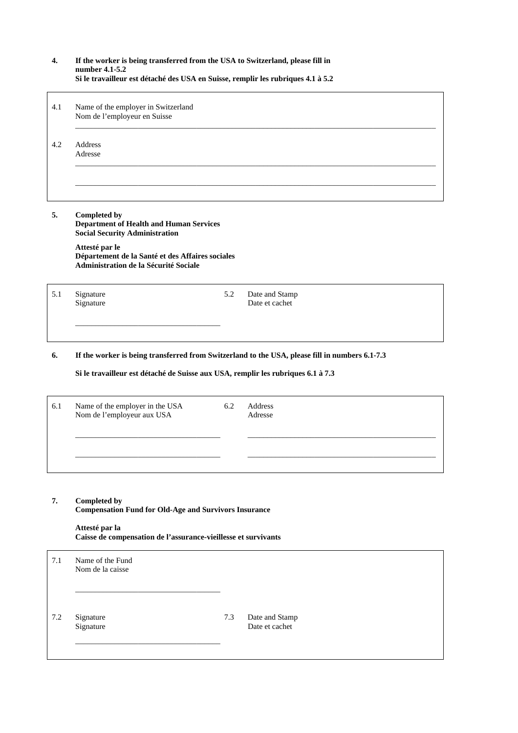**4. If the worker is being transferred from the USA to Switzerland, please fill in number 4.1-5.2**
**Si le travailleur est détaché des USA en Suisse, remplir les rubriques 4.1 à 5.2**

4.1 Name of the employer in Switzerland
Nom de l'employeur en Suisse

______________________________________________________________________________

4.2 Address
Adresse

______________________________________________________________________________

______________________________________________________________________________

**5. Completed by**
**Department of Health and Human Services**
**Social Security Administration**

**Attesté par le**
**Département de la Santé et des Affaires sociales**
**Administration de la Sécurité Sociale**

| | | | |
|---|---|---|---|
| 5.1 | Signature<br>Signature<br><br>___________________________________ | 5.2 | Date and Stamp<br>Date et cachet |

**6. If the worker is being transferred from Switzerland to the USA, please fill in numbers 6.1-7.3**

**Si le travailleur est détaché de Suisse aux USA, remplir les rubriques 6.1 à 7.3**

| | | | |
|---|---|---|---|
| 6.1 | Name of the employer in the USA<br>Nom de l'employeur aux USA<br><br>___________________________________<br><br>___________________________________ | 6.2 | Address<br>Adresse<br><br>_____________________________________________<br><br>_____________________________________________ |

**7. Completed by**
**Compensation Fund for Old-Age and Survivors Insurance**

**Attesté par la**
**Caisse de compensation de l'assurance-vieillesse et survivants**

| | | | |
|---|---|---|---|
| 7.1 | Name of the Fund<br>Nom de la caisse<br><br>___________________________________ | | |
| 7.2 | Signature<br>Signature<br><br>___________________________________ | 7.3 | Date and Stamp<br>Date et cachet |